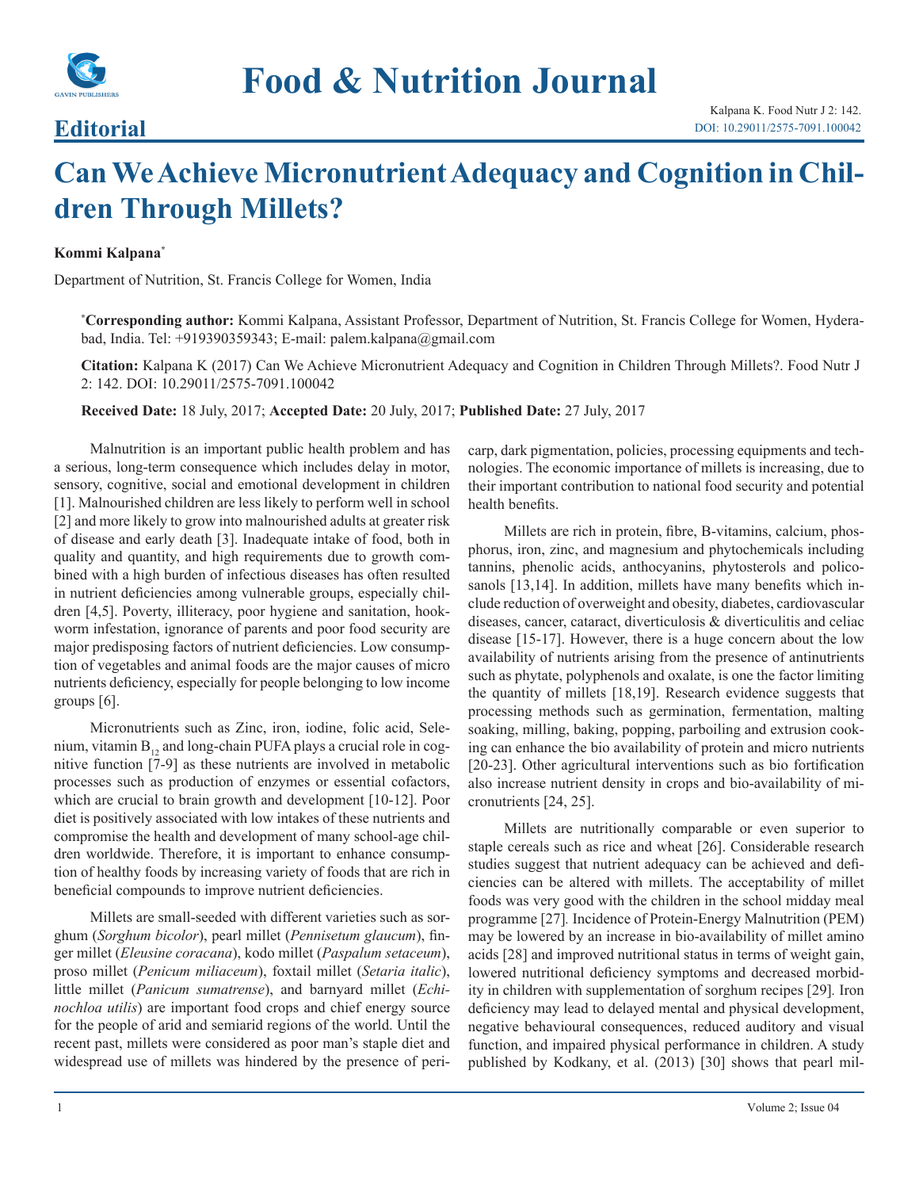# Food & Nutrition Journal

## Editorial

Kalpana K. Food Nutr J 2: 142.
DOI: 10.29011/2575-7091.100042

# Can We Achieve Micronutrient Adequacy and Cognition in Children Through Millets?

**Kommi Kalpana***

Department of Nutrition, St. Francis College for Women, India

***Corresponding author:** Kommi Kalpana, Assistant Professor, Department of Nutrition, St. Francis College for Women, Hyderabad, India. Tel: +919390359343; E-mail: palem.kalpana@gmail.com

**Citation:** Kalpana K (2017) Can We Achieve Micronutrient Adequacy and Cognition in Children Through Millets?. Food Nutr J 2: 142. DOI: 10.29011/2575-7091.100042

**Received Date:** 18 July, 2017; **Accepted Date:** 20 July, 2017; **Published Date:** 27 July, 2017

Malnutrition is an important public health problem and has a serious, long-term consequence which includes delay in motor, sensory, cognitive, social and emotional development in children [1]. Malnourished children are less likely to perform well in school [2] and more likely to grow into malnourished adults at greater risk of disease and early death [3]. Inadequate intake of food, both in quality and quantity, and high requirements due to growth combined with a high burden of infectious diseases has often resulted in nutrient deficiencies among vulnerable groups, especially children [4,5]. Poverty, illiteracy, poor hygiene and sanitation, hookworm infestation, ignorance of parents and poor food security are major predisposing factors of nutrient deficiencies. Low consumption of vegetables and animal foods are the major causes of micro nutrients deficiency, especially for people belonging to low income groups [6].

Micronutrients such as Zinc, iron, iodine, folic acid, Selenium, vitamin $B_{12}$ and long-chain PUFA plays a crucial role in cognitive function [7-9] as these nutrients are involved in metabolic processes such as production of enzymes or essential cofactors, which are crucial to brain growth and development [10-12]. Poor diet is positively associated with low intakes of these nutrients and compromise the health and development of many school-age children worldwide. Therefore, it is important to enhance consumption of healthy foods by increasing variety of foods that are rich in beneficial compounds to improve nutrient deficiencies.

Millets are small-seeded with different varieties such as sorghum (*Sorghum bicolor*), pearl millet (*Pennisetum glaucum*), finger millet (*Eleusine coracana*), kodo millet (*Paspalum setaceum*), proso millet (*Penicum miliaceum*), foxtail millet (*Setaria italic*), little millet (*Panicum sumatrense*), and barnyard millet (*Echinochloa utilis*) are important food crops and chief energy source for the people of arid and semiarid regions of the world. Until the recent past, millets were considered as poor man's staple diet and widespread use of millets was hindered by the presence of pericarp, dark pigmentation, policies, processing equipments and technologies. The economic importance of millets is increasing, due to their important contribution to national food security and potential health benefits.

Millets are rich in protein, fibre, B-vitamins, calcium, phosphorus, iron, zinc, and magnesium and phytochemicals including tannins, phenolic acids, anthocyanins, phytosterols and policosanols [13,14]. In addition, millets have many benefits which include reduction of overweight and obesity, diabetes, cardiovascular diseases, cancer, cataract, diverticulosis & diverticulitis and celiac disease [15-17]. However, there is a huge concern about the low availability of nutrients arising from the presence of antinutrients such as phytate, polyphenols and oxalate, is one the factor limiting the quantity of millets [18,19]. Research evidence suggests that processing methods such as germination, fermentation, malting soaking, milling, baking, popping, parboiling and extrusion cooking can enhance the bio availability of protein and micro nutrients [20-23]. Other agricultural interventions such as bio fortification also increase nutrient density in crops and bio-availability of micronutrients [24, 25].

Millets are nutritionally comparable or even superior to staple cereals such as rice and wheat [26]. Considerable research studies suggest that nutrient adequacy can be achieved and deficiencies can be altered with millets. The acceptability of millet foods was very good with the children in the school midday meal programme [27]. Incidence of Protein-Energy Malnutrition (PEM) may be lowered by an increase in bio-availability of millet amino acids [28] and improved nutritional status in terms of weight gain, lowered nutritional deficiency symptoms and decreased morbidity in children with supplementation of sorghum recipes [29]. Iron deficiency may lead to delayed mental and physical development, negative behavioural consequences, reduced auditory and visual function, and impaired physical performance in children. A study published by Kodkany, et al. (2013) [30] shows that pearl mil-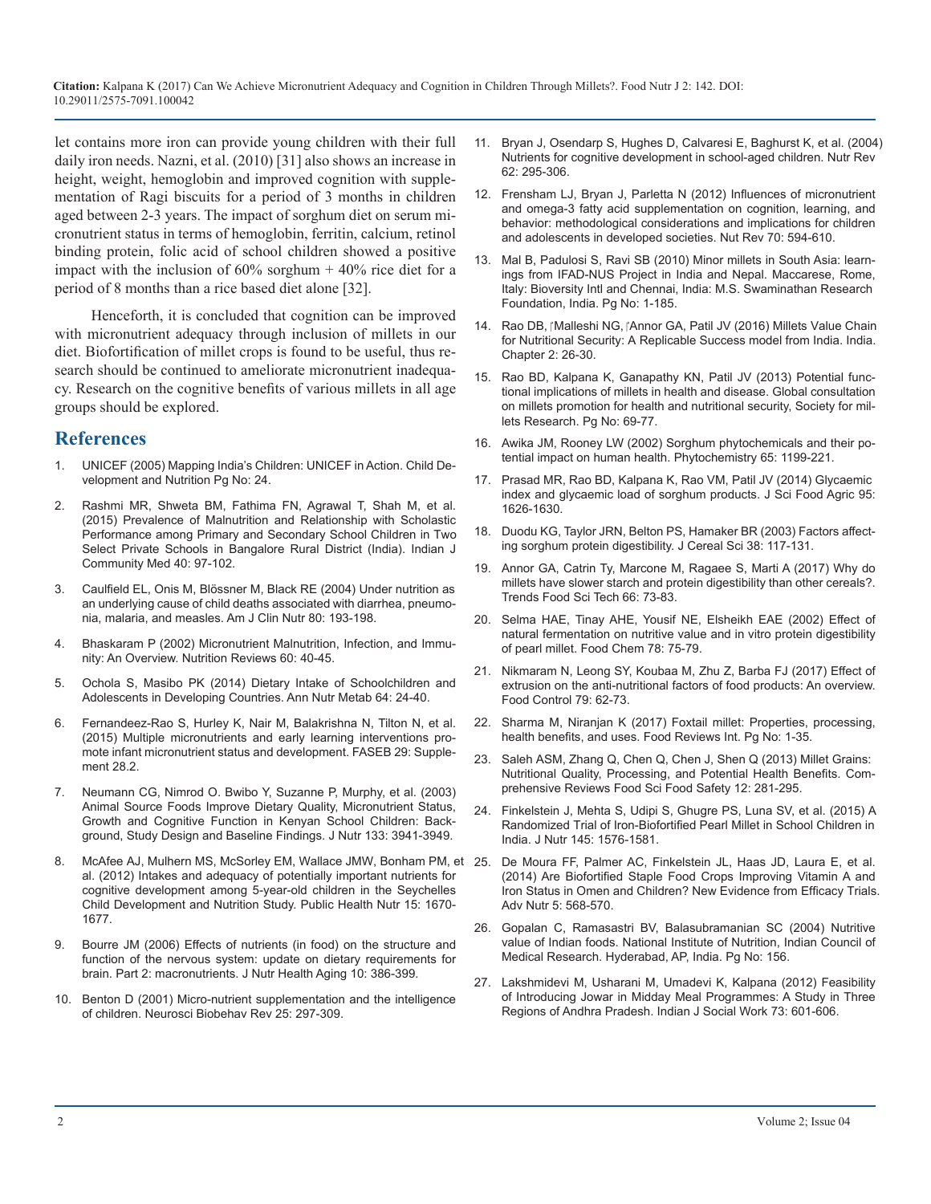let contains more iron can provide young children with their full daily iron needs. Nazni, et al. (2010) [31] also shows an increase in height, weight, hemoglobin and improved cognition with supplementation of Ragi biscuits for a period of 3 months in children aged between 2-3 years. The impact of sorghum diet on serum micronutrient status in terms of hemoglobin, ferritin, calcium, retinol binding protein, folic acid of school children showed a positive impact with the inclusion of 60% sorghum + 40% rice diet for a period of 8 months than a rice based diet alone [32].

Henceforth, it is concluded that cognition can be improved with micronutrient adequacy through inclusion of millets in our diet. Biofortification of millet crops is found to be useful, thus research should be continued to ameliorate micronutrient inadequacy. Research on the cognitive benefits of various millets in all age groups should be explored.

## References

1. UNICEF (2005) Mapping India's Children: UNICEF in Action. Child Development and Nutrition Pg No: 24.
2. Rashmi MR, Shweta BM, Fathima FN, Agrawal T, Shah M, et al. (2015) Prevalence of Malnutrition and Relationship with Scholastic Performance among Primary and Secondary School Children in Two Select Private Schools in Bangalore Rural District (India). Indian J Community Med 40: 97-102.
3. Caulfield EL, Onis M, Blössner M, Black RE (2004) Under nutrition as an underlying cause of child deaths associated with diarrhea, pneumonia, malaria, and measles. Am J Clin Nutr 80: 193-198.
4. Bhaskaram P (2002) Micronutrient Malnutrition, Infection, and Immunity: An Overview. Nutrition Reviews 60: 40-45.
5. Ochola S, Masibo PK (2014) Dietary Intake of Schoolchildren and Adolescents in Developing Countries. Ann Nutr Metab 64: 24-40.
6. Fernandeez-Rao S, Hurley K, Nair M, Balakrishna N, Tilton N, et al. (2015) Multiple micronutrients and early learning interventions promote infant micronutrient status and development. FASEB 29: Supplement 28.2.
7. Neumann CG, Nimrod O. Bwibo Y, Suzanne P, Murphy, et al. (2003) Animal Source Foods Improve Dietary Quality, Micronutrient Status, Growth and Cognitive Function in Kenyan School Children: Background, Study Design and Baseline Findings. J Nutr 133: 3941-3949.
8. McAfee AJ, Mulhern MS, McSorley EM, Wallace JMW, Bonham PM, et al. (2012) Intakes and adequacy of potentially important nutrients for cognitive development among 5-year-old children in the Seychelles Child Development and Nutrition Study. Public Health Nutr 15: 1670-1677.
9. Bourre JM (2006) Effects of nutrients (in food) on the structure and function of the nervous system: update on dietary requirements for brain. Part 2: macronutrients. J Nutr Health Aging 10: 386-399.
10. Benton D (2001) Micro-nutrient supplementation and the intelligence of children. Neurosci Biobehav Rev 25: 297-309.
11. Bryan J, Osendarp S, Hughes D, Calvaresi E, Baghurst K, et al. (2004) Nutrients for cognitive development in school-aged children. Nutr Rev 62: 295-306.
12. Frensham LJ, Bryan J, Parletta N (2012) Influences of micronutrient and omega-3 fatty acid supplementation on cognition, learning, and behavior: methodological considerations and implications for children and adolescents in developed societies. Nut Rev 70: 594-610.
13. Mal B, Padulosi S, Ravi SB (2010) Minor millets in South Asia: learnings from IFAD-NUS Project in India and Nepal. Maccarese, Rome, Italy: Bioversity Intl and Chennai, India: M.S. Swaminathan Research Foundation, India. Pg No: 1-185.
14. Rao DB, Malleshi NG, Annor GA, Patil JV (2016) Millets Value Chain for Nutritional Security: A Replicable Success model from India. India. Chapter 2: 26-30.
15. Rao BD, Kalpana K, Ganapathy KN, Patil JV (2013) Potential functional implications of millets in health and disease. Global consultation on millets promotion for health and nutritional security, Society for millets Research. Pg No: 69-77.
16. Awika JM, Rooney LW (2002) Sorghum phytochemicals and their potential impact on human health. Phytochemistry 65: 1199-221.
17. Prasad MR, Rao BD, Kalpana K, Rao VM, Patil JV (2014) Glycaemic index and glycaemic load of sorghum products. J Sci Food Agric 95: 1626-1630.
18. Duodu KG, Taylor JRN, Belton PS, Hamaker BR (2003) Factors affecting sorghum protein digestibility. J Cereal Sci 38: 117-131.
19. Annor GA, Catrin Ty, Marcone M, Ragaee S, Marti A (2017) Why do millets have slower starch and protein digestibility than other cereals?. Trends Food Sci Tech 66: 73-83.
20. Selma HAE, Tinay AHE, Yousif NE, Elsheikh EAE (2002) Effect of natural fermentation on nutritive value and in vitro protein digestibility of pearl millet. Food Chem 78: 75-79.
21. Nikmaram N, Leong SY, Koubaa M, Zhu Z, Barba FJ (2017) Effect of extrusion on the anti-nutritional factors of food products: An overview. Food Control 79: 62-73.
22. Sharma M, Niranjan K (2017) Foxtail millet: Properties, processing, health benefits, and uses. Food Reviews Int. Pg No: 1-35.
23. Saleh ASM, Zhang Q, Chen Q, Chen J, Shen Q (2013) Millet Grains: Nutritional Quality, Processing, and Potential Health Benefits. Comprehensive Reviews Food Sci Food Safety 12: 281-295.
24. Finkelstein J, Mehta S, Udipi S, Ghugre PS, Luna SV, et al. (2015) A Randomized Trial of Iron-Biofortified Pearl Millet in School Children in India. J Nutr 145: 1576-1581.
25. De Moura FF, Palmer AC, Finkelstein JL, Haas JD, Laura E, et al. (2014) Are Biofortified Staple Food Crops Improving Vitamin A and Iron Status in Omen and Children? New Evidence from Efficacy Trials. Adv Nutr 5: 568-570.
26. Gopalan C, Ramasastri BV, Balasubramanian SC (2004) Nutritive value of Indian foods. National Institute of Nutrition, Indian Council of Medical Research. Hyderabad, AP, India. Pg No: 156.
27. Lakshmidevi M, Usharani M, Umadevi K, Kalpana (2012) Feasibility of Introducing Jowar in Midday Meal Programmes: A Study in Three Regions of Andhra Pradesh. Indian J Social Work 73: 601-606.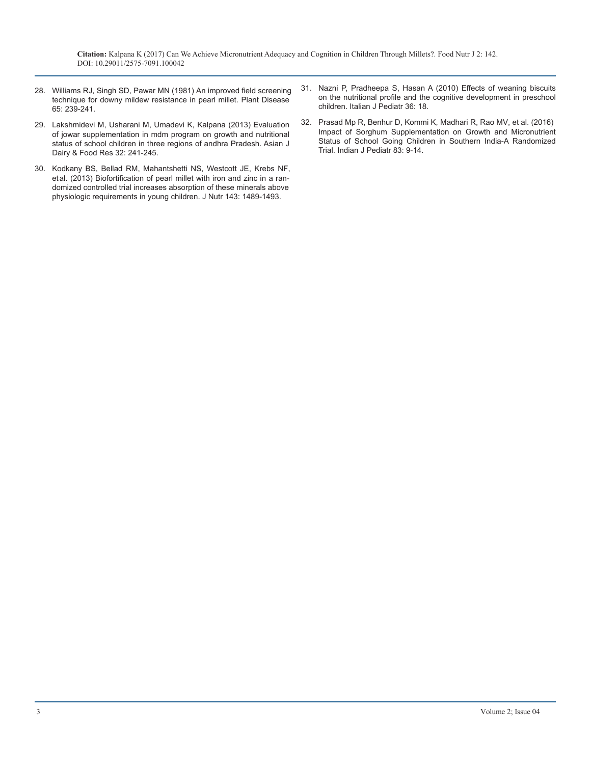28. Williams RJ, Singh SD, Pawar MN (1981) An improved field screening technique for downy mildew resistance in pearl millet. Plant Disease 65: 239-241.

29. Lakshmidevi M, Usharani M, Umadevi K, Kalpana (2013) Evaluation of jowar supplementation in mdm program on growth and nutritional status of school children in three regions of andhra Pradesh. Asian J Dairy & Food Res 32: 241-245.

30. Kodkany BS, Bellad RM, Mahantshetti NS, Westcott JE, Krebs NF, et al. (2013) Biofortification of pearl millet with iron and zinc in a randomized controlled trial increases absorption of these minerals above physiologic requirements in young children. J Nutr 143: 1489-1493.

31. Nazni P, Pradheepa S, Hasan A (2010) Effects of weaning biscuits on the nutritional profile and the cognitive development in preschool children. Italian J Pediatr 36: 18.

32. Prasad Mp R, Benhur D, Kommi K, Madhari R, Rao MV, et al. (2016) Impact of Sorghum Supplementation on Growth and Micronutrient Status of School Going Children in Southern India-A Randomized Trial. Indian J Pediatr 83: 9-14.